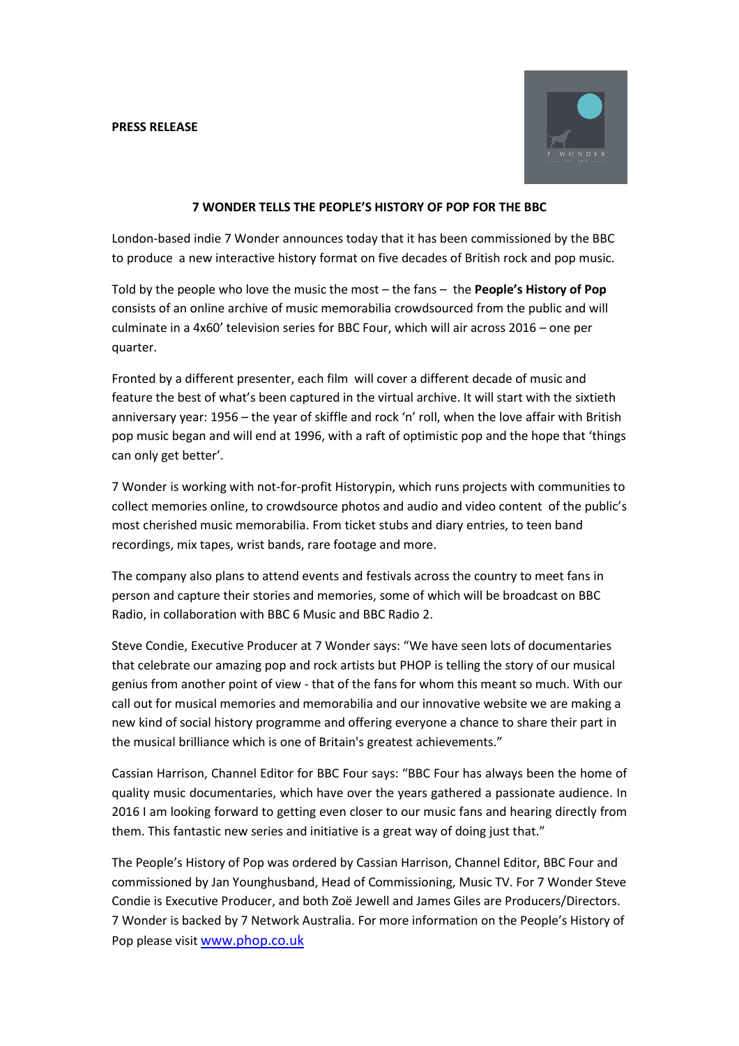**PRESS RELEASE**

## 7 WONDER TELLS THE PEOPLE'S HISTORY OF POP FOR THE BBC

London-based indie 7 Wonder announces today that it has been commissioned by the BBC to produce a new interactive history format on five decades of British rock and pop music.

Told by the people who love the music the most – the fans – the **People's History of Pop** consists of an online archive of music memorabilia crowdsourced from the public and will culminate in a 4x60' television series for BBC Four, which will air across 2016 – one per quarter.

Fronted by a different presenter, each film will cover a different decade of music and feature the best of what's been captured in the virtual archive. It will start with the sixtieth anniversary year: 1956 – the year of skiffle and rock 'n' roll, when the love affair with British pop music began and will end at 1996, with a raft of optimistic pop and the hope that 'things can only get better'.

7 Wonder is working with not-for-profit Historypin, which runs projects with communities to collect memories online, to crowdsource photos and audio and video content of the public's most cherished music memorabilia. From ticket stubs and diary entries, to teen band recordings, mix tapes, wrist bands, rare footage and more.

The company also plans to attend events and festivals across the country to meet fans in person and capture their stories and memories, some of which will be broadcast on BBC Radio, in collaboration with BBC 6 Music and BBC Radio 2.

Steve Condie, Executive Producer at 7 Wonder says: "We have seen lots of documentaries that celebrate our amazing pop and rock artists but PHOP is telling the story of our musical genius from another point of view - that of the fans for whom this meant so much. With our call out for musical memories and memorabilia and our innovative website we are making a new kind of social history programme and offering everyone a chance to share their part in the musical brilliance which is one of Britain's greatest achievements."

Cassian Harrison, Channel Editor for BBC Four says: "BBC Four has always been the home of quality music documentaries, which have over the years gathered a passionate audience. In 2016 I am looking forward to getting even closer to our music fans and hearing directly from them. This fantastic new series and initiative is a great way of doing just that."

The People's History of Pop was ordered by Cassian Harrison, Channel Editor, BBC Four and commissioned by Jan Younghusband, Head of Commissioning, Music TV. For 7 Wonder Steve Condie is Executive Producer, and both Zoë Jewell and James Giles are Producers/Directors. 7 Wonder is backed by 7 Network Australia. For more information on the People's History of Pop please visit [www.phop.co.uk](http://www.phop.co.uk)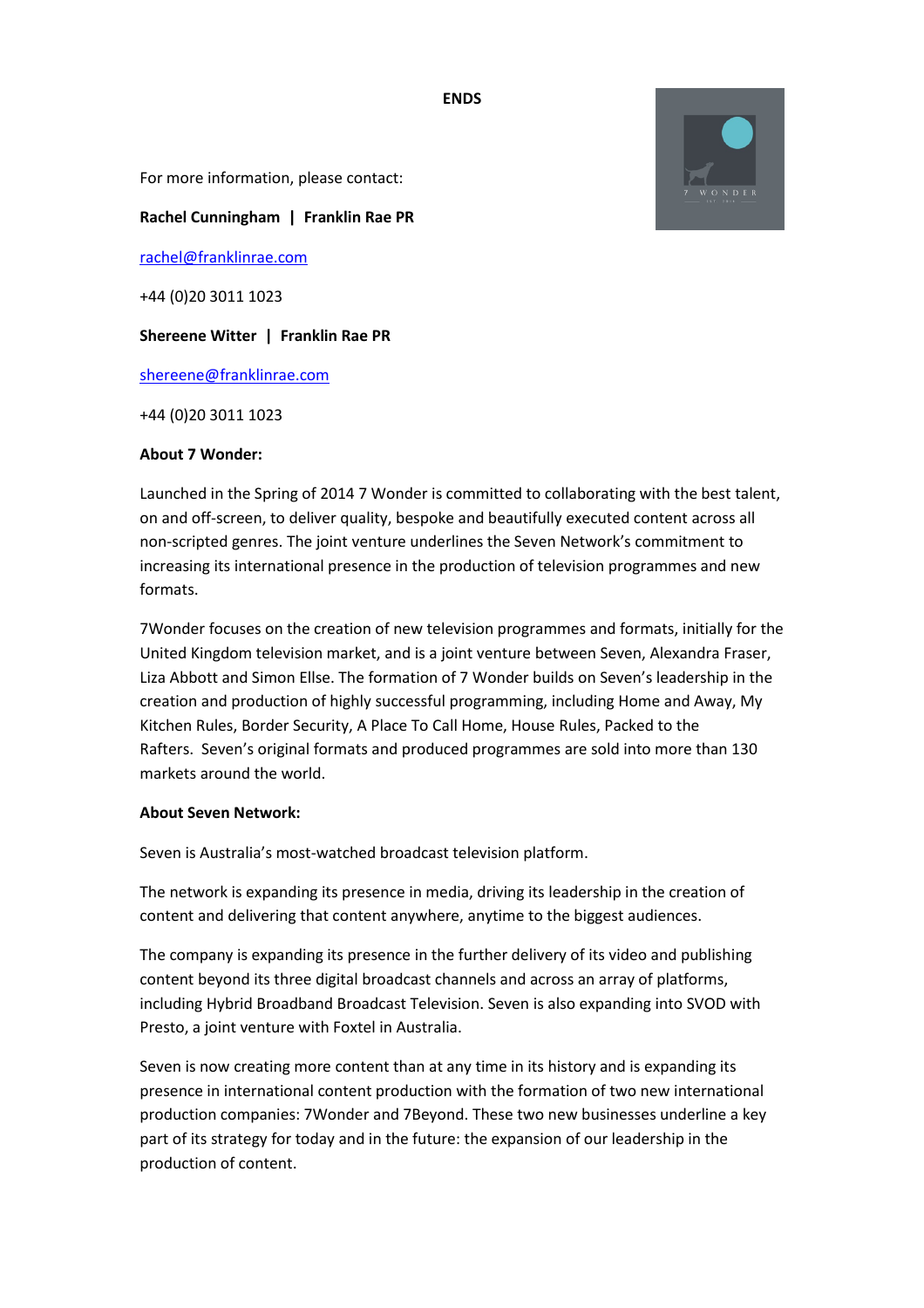**ENDS**

For more information, please contact:

**Rachel Cunningham | Franklin Rae PR**

rachel@franklinrae.com

+44 (0)20 3011 1023

**Shereene Witter | Franklin Rae PR**

shereene@franklinrae.com

+44 (0)20 3011 1023

**About 7 Wonder:**

Launched in the Spring of 2014 7 Wonder is committed to collaborating with the best talent, on and off-screen, to deliver quality, bespoke and beautifully executed content across all non-scripted genres. The joint venture underlines the Seven Network's commitment to increasing its international presence in the production of television programmes and new formats.

7Wonder focuses on the creation of new television programmes and formats, initially for the United Kingdom television market, and is a joint venture between Seven, Alexandra Fraser, Liza Abbott and Simon Ellse. The formation of 7 Wonder builds on Seven's leadership in the creation and production of highly successful programming, including Home and Away, My Kitchen Rules, Border Security, A Place To Call Home, House Rules, Packed to the Rafters. Seven's original formats and produced programmes are sold into more than 130 markets around the world.

**About Seven Network:**

Seven is Australia's most-watched broadcast television platform.

The network is expanding its presence in media, driving its leadership in the creation of content and delivering that content anywhere, anytime to the biggest audiences.

The company is expanding its presence in the further delivery of its video and publishing content beyond its three digital broadcast channels and across an array of platforms, including Hybrid Broadband Broadcast Television. Seven is also expanding into SVOD with Presto, a joint venture with Foxtel in Australia.

Seven is now creating more content than at any time in its history and is expanding its presence in international content production with the formation of two new international production companies: 7Wonder and 7Beyond. These two new businesses underline a key part of its strategy for today and in the future: the expansion of our leadership in the production of content.